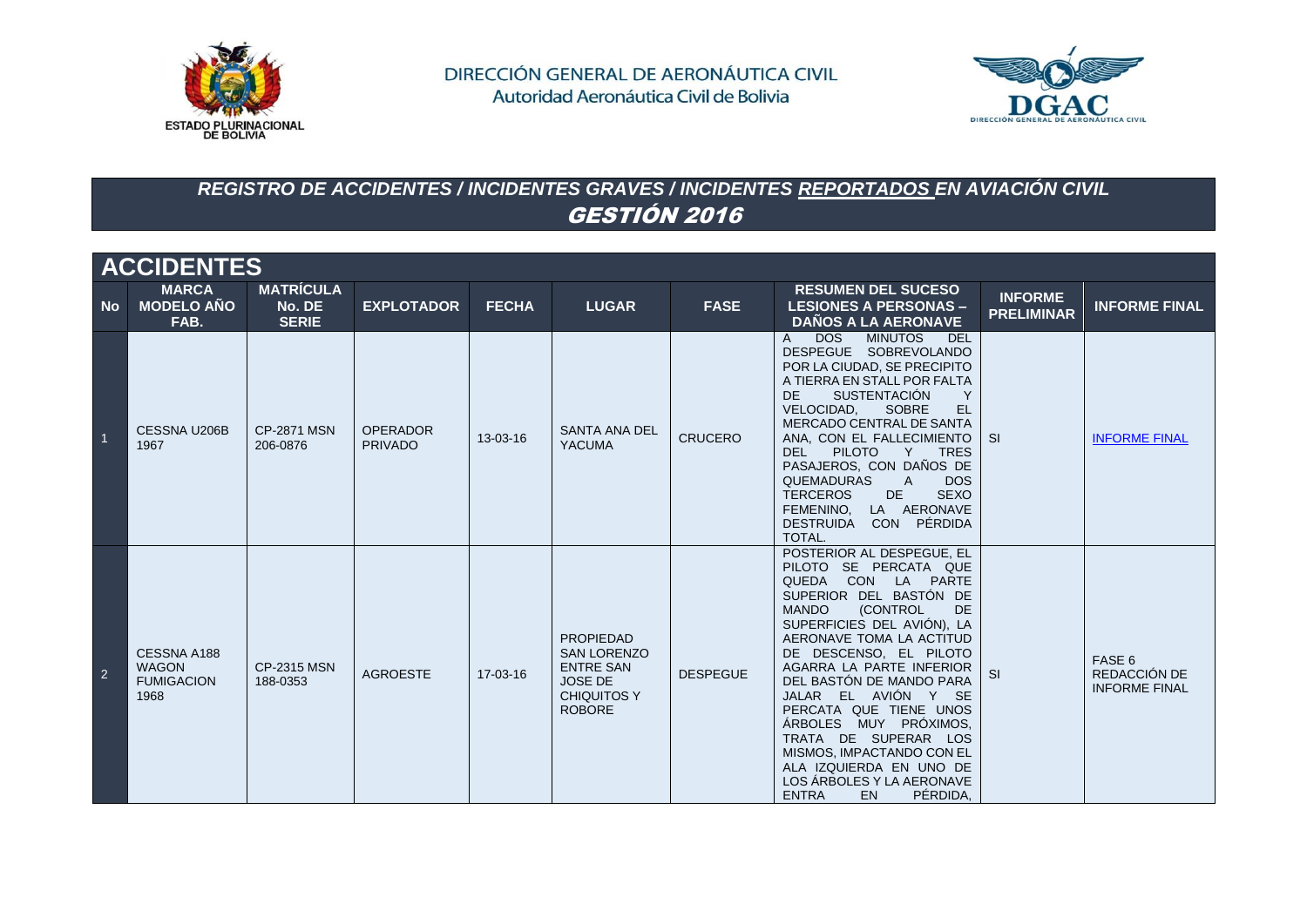DIRECCIÓN GENERAL DE AERONÁUTICA CIVIL
Autoridad Aeronáutica Civil de Bolivia

# *REGISTRO DE ACCIDENTES / INCIDENTES GRAVES / INCIDENTES REPORTADOS EN AVIACIÓN CIVIL*
# *GESTIÓN 2016*

## ACCIDENTES

| No | MARCA MODELO AÑO FAB. | MATRÍCULA No. DE SERIE | EXPLOTADOR | FECHA | LUGAR | FASE | RESUMEN DEL SUCESO LESIONES A PERSONAS – DAÑOS A LA AERONAVE | INFORME PRELIMINAR | INFORME FINAL |
|---|---|---|---|---|---|---|---|---|---|
| 1 | CESSNA U206B 1967 | CP-2871 MSN 206-0876 | OPERADOR PRIVADO | 13-03-16 | SANTA ANA DEL YACUMA | CRUCERO | A DOS MINUTOS DEL DESPEGUE SOBREVOLANDO POR LA CIUDAD, SE PRECIPITO A TIERRA EN STALL POR FALTA DE SUSTENTACIÓN Y VELOCIDAD, SOBRE EL MERCADO CENTRAL DE SANTA ANA, CON EL FALLECIMIENTO DEL PILOTO Y TRES PASAJEROS, CON DAÑOS DE QUEMADURAS A DOS TERCEROS DE SEXO FEMENINO, LA AERONAVE DESTRUIDA CON PÉRDIDA TOTAL. | SI | INFORME FINAL |
| 2 | CESSNA A188 WAGON FUMIGACION 1968 | CP-2315 MSN 188-0353 | AGROESTE | 17-03-16 | PROPIEDAD SAN LORENZO ENTRE SAN JOSE DE CHIQUITOS Y ROBORE | DESPEGUE | POSTERIOR AL DESPEGUE, EL PILOTO SE PERCATA QUE QUEDA CON LA PARTE SUPERIOR DEL BASTÓN DE MANDO (CONTROL DE SUPERFICIES DEL AVIÓN), LA AERONAVE TOMA LA ACTITUD DE DESCENSO, EL PILOTO AGARRA LA PARTE INFERIOR DEL BASTÓN DE MANDO PARA JALAR EL AVIÓN Y SE PERCATA QUE TIENE UNOS ÁRBOLES MUY PRÓXIMOS, TRATA DE SUPERAR LOS MISMOS, IMPACTANDO CON EL ALA IZQUIERDA EN UNO DE LOS ÁRBOLES Y LA AERONAVE ENTRA EN PÉRDIDA, | SI | FASE 6 REDACCIÓN DE INFORME FINAL |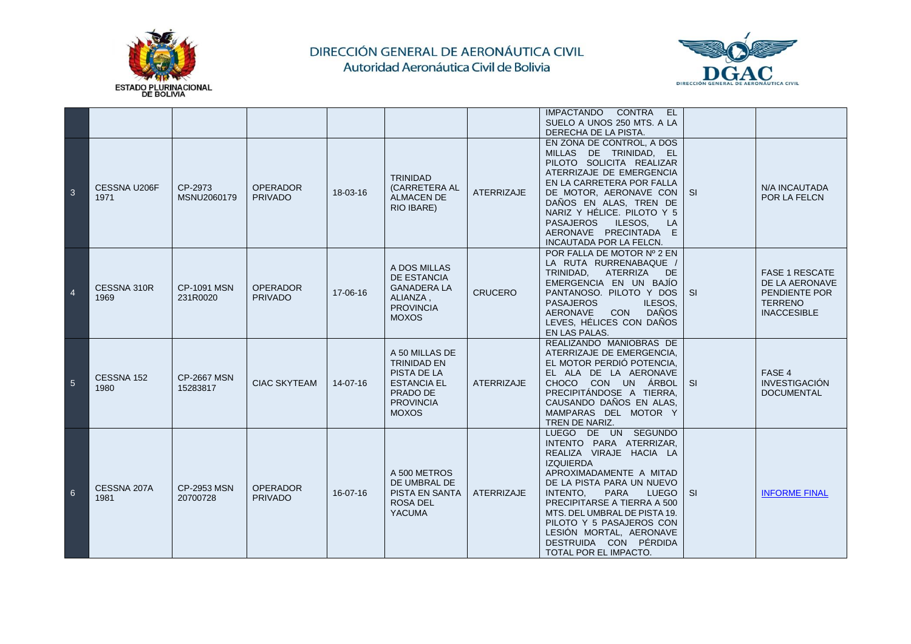# DIRECCIÓN GENERAL DE AERONÁUTICA CIVIL
Autoridad Aeronáutica Civil de Bolivia

ESTADO PLURINACIONAL DE BOLIVIA

| | | | | | | | | | |
|---|---|---|---|---|---|---|---|---|---|
| | | | | | | | IMPACTANDO CONTRA EL SUELO A UNOS 250 MTS. A LA DERECHA DE LA PISTA. | | |
| 3 | CESSNA U206F 1971 | CP-2973 MSNU2060179 | OPERADOR PRIVADO | 18-03-16 | TRINIDAD (CARRETERA AL ALMACEN DE RIO IBARE) | ATERRIZAJE | EN ZONA DE CONTROL, A DOS MILLAS DE TRINIDAD, EL PILOTO SOLICITA REALIZAR ATERRIZAJE DE EMERGENCIA EN LA CARRETERA POR FALLA DE MOTOR, AERONAVE CON DAÑOS EN ALAS, TREN DE NARIZ Y HÉLICE. PILOTO Y 5 PASAJEROS ILESOS, LA AERONAVE PRECINTADA E INCAUTADA POR LA FELCN. | SI | N/A INCAUTADA POR LA FELCN |
| 4 | CESSNA 310R 1969 | CP-1091 MSN 231R0020 | OPERADOR PRIVADO | 17-06-16 | A DOS MILLAS DE ESTANCIA GANADERA LA ALIANZA , PROVINCIA MOXOS | CRUCERO | POR FALLA DE MOTOR Nº 2 EN LA RUTA RURRENABAQUE / TRINIDAD, ATERRIZA DE EMERGENCIA EN UN BAJÍO PANTANOSO. PILOTO Y DOS PASAJEROS ILESOS, AERONAVE CON DAÑOS LEVES, HÉLICES CON DAÑOS EN LAS PALAS. | SI | FASE 1 RESCATE DE LA AERONAVE PENDIENTE POR TERRENO INACCESIBLE |
| 5 | CESSNA 152 1980 | CP-2667 MSN 15283817 | CIAC SKYTEAM | 14-07-16 | A 50 MILLAS DE TRINIDAD EN PISTA DE LA ESTANCIA EL PRADO DE PROVINCIA MOXOS | ATERRIZAJE | REALIZANDO MANIOBRAS DE ATERRIZAJE DE EMERGENCIA, EL MOTOR PERDIÓ POTENCIA, EL ALA DE LA AERONAVE CHOCO CON UN ÁRBOL PRECIPITÁNDOSE A TIERRA, CAUSANDO DAÑOS EN ALAS, MAMPARAS DEL MOTOR Y TREN DE NARIZ. | SI | FASE 4 INVESTIGACIÓN DOCUMENTAL |
| 6 | CESSNA 207A 1981 | CP-2953 MSN 20700728 | OPERADOR PRIVADO | 16-07-16 | A 500 METROS DE UMBRAL DE PISTA EN SANTA ROSA DEL YACUMA | ATERRIZAJE | LUEGO DE UN SEGUNDO INTENTO PARA ATERRIZAR, REALIZA VIRAJE HACIA LA IZQUIERDA APROXIMADAMENTE A MITAD DE LA PISTA PARA UN NUEVO INTENTO, PARA LUEGO PRECIPITARSE A TIERRA A 500 MTS. DEL UMBRAL DE PISTA 19. PILOTO Y 5 PASAJEROS CON LESIÓN MORTAL, AERONAVE DESTRUIDA CON PÉRDIDA TOTAL POR EL IMPACTO. | SI | INFORME FINAL |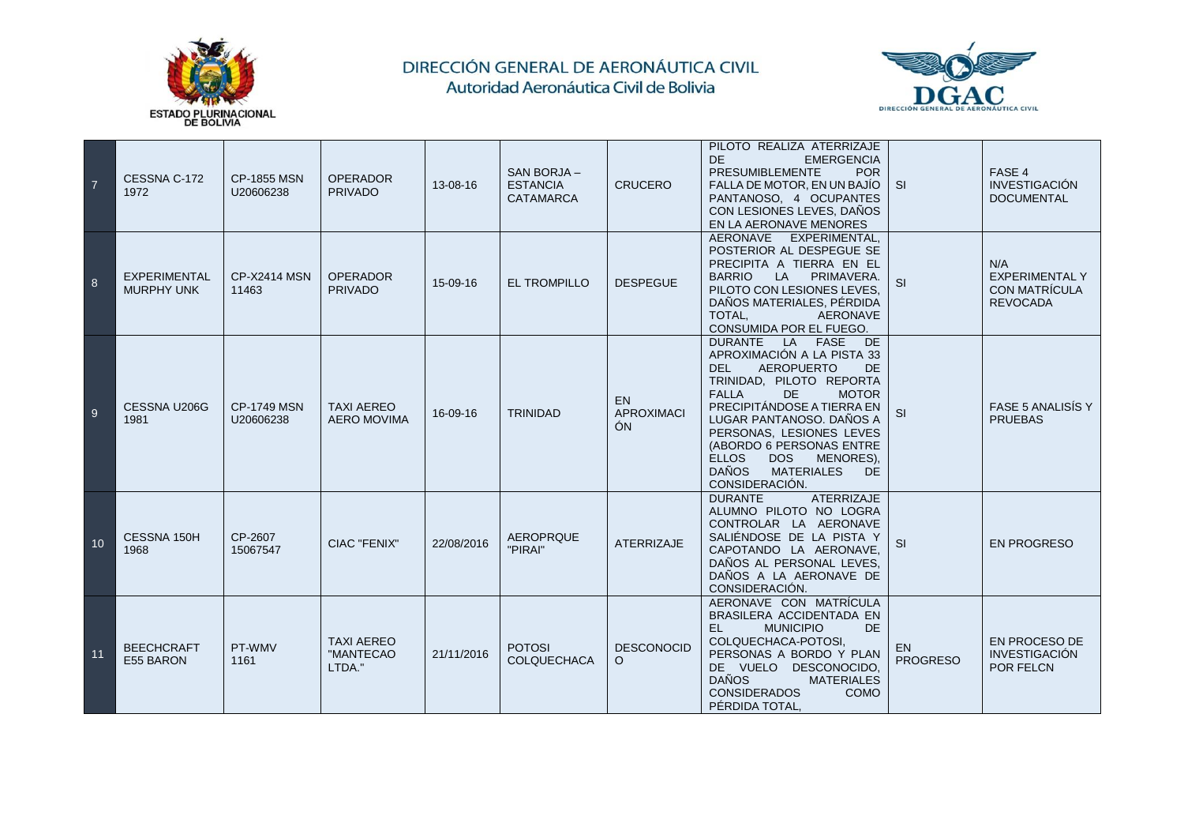# DIRECCIÓN GENERAL DE AERONÁUTICA CIVIL
Autoridad Aeronáutica Civil de Bolivia

ESTADO PLURINACIONAL DE BOLIVIA

DGAC DIRECCIÓN GENERAL DE AERONÁUTICA CIVIL

| | | | | | | | | | |
|---|---|---|---|---|---|---|---|---|---|
| 7 | CESSNA C-172 1972 | CP-1855 MSN U20606238 | OPERADOR PRIVADO | 13-08-16 | SAN BORJA – ESTANCIA CATAMARCA | CRUCERO | PILOTO REALIZA ATERRIZAJE DE EMERGENCIA PRESUMIBLEMENTE POR FALLA DE MOTOR, EN UN BAJÍO PANTANOSO, 4 OCUPANTES CON LESIONES LEVES, DAÑOS EN LA AERONAVE MENORES | SI | FASE 4 INVESTIGACIÓN DOCUMENTAL |
| 8 | EXPERIMENTAL MURPHY UNK | CP-X2414 MSN 11463 | OPERADOR PRIVADO | 15-09-16 | EL TROMPILLO | DESPEGUE | AERONAVE EXPERIMENTAL, POSTERIOR AL DESPEGUE SE PRECIPITA A TIERRA EN EL BARRIO LA PRIMAVERA. PILOTO CON LESIONES LEVES, DAÑOS MATERIALES, PÉRDIDA TOTAL, AERONAVE CONSUMIDA POR EL FUEGO. | SI | N/A EXPERIMENTAL Y CON MATRÍCULA REVOCADA |
| 9 | CESSNA U206G 1981 | CP-1749 MSN U20606238 | TAXI AEREO AERO MOVIMA | 16-09-16 | TRINIDAD | EN APROXIMACIÓN | DURANTE LA FASE DE APROXIMACIÓN A LA PISTA 33 DEL AEROPUERTO DE TRINIDAD, PILOTO REPORTA FALLA DE MOTOR PRECIPITÁNDOSE A TIERRA EN LUGAR PANTANOSO. DAÑOS A PERSONAS, LESIONES LEVES (ABORDO 6 PERSONAS ENTRE ELLOS DOS MENORES), DAÑOS MATERIALES DE CONSIDERACIÓN. | SI | FASE 5 ANALISÍS Y PRUEBAS |
| 10 | CESSNA 150H 1968 | CP-2607 15067547 | CIAC "FENIX" | 22/08/2016 | AEROPRQUE "PIRAI" | ATERRIZAJE | DURANTE ATERRIZAJE ALUMNO PILOTO NO LOGRA CONTROLAR LA AERONAVE SALIÉNDOSE DE LA PISTA Y CAPOTANDO LA AERONAVE, DAÑOS AL PERSONAL LEVES, DAÑOS A LA AERONAVE DE CONSIDERACIÓN. | SI | EN PROGRESO |
| 11 | BEECHCRAFT E55 BARON | PT-WMV 1161 | TAXI AEREO "MANTECAO LTDA." | 21/11/2016 | POTOSI COLQUECHACA | DESCONOCIDO | AERONAVE CON MATRÍCULA BRASILERA ACCIDENTADA EN EL MUNICIPIO DE COLQUECHACA-POTOSI, PERSONAS A BORDO Y PLAN DE VUELO DESCONOCIDO, DAÑOS MATERIALES CONSIDERADOS COMO PÉRDIDA TOTAL, | EN PROGRESO | EN PROCESO DE INVESTIGACIÓN POR FELCN |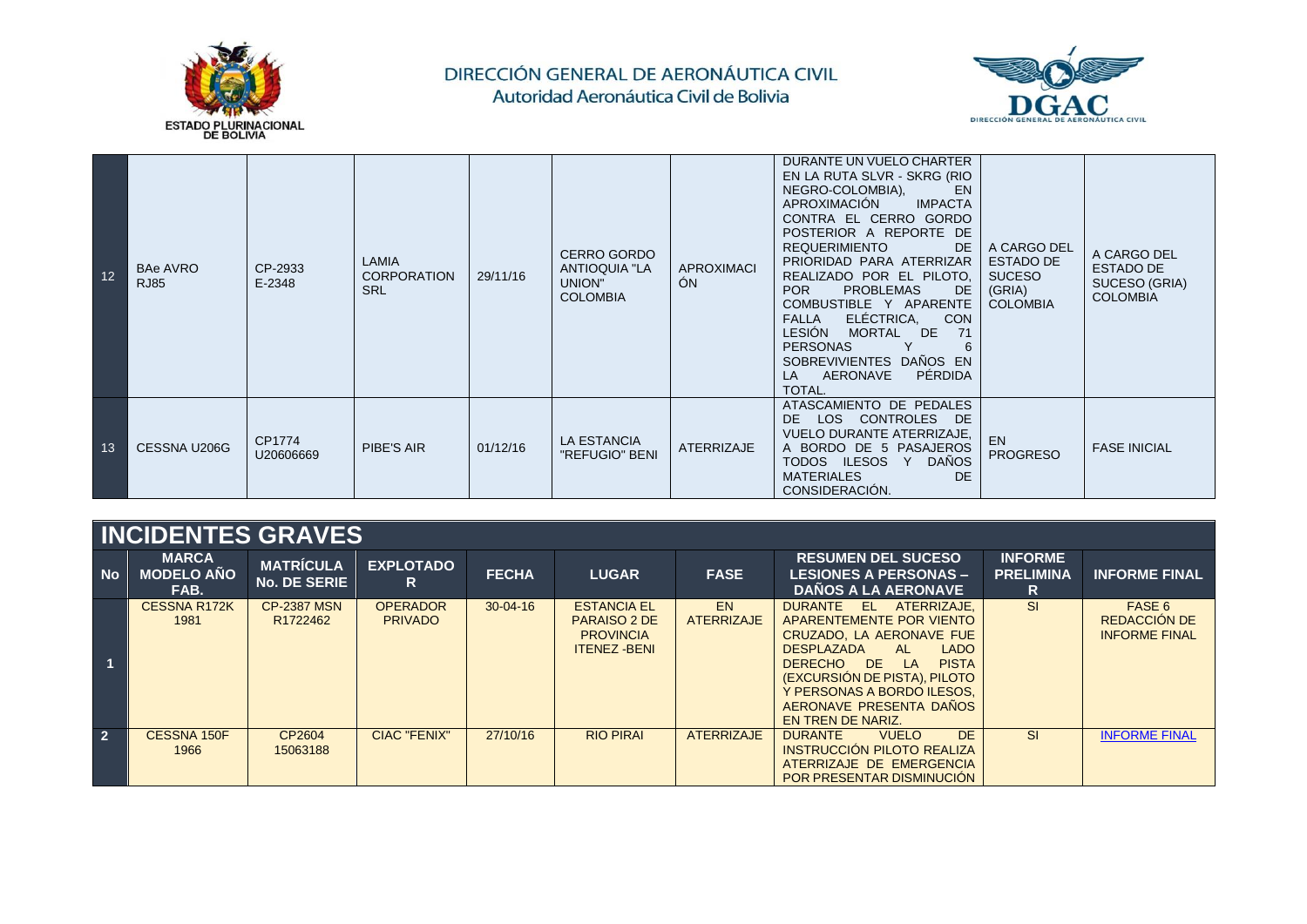| | | | | | | | | | |
|---|---|---|---|---|---|---|---|---|---|
| 12 | BAe AVRO RJ85 | CP-2933 E-2348 | LAMIA CORPORATION SRL | 29/11/16 | CERRO GORDO ANTIOQUIA "LA UNION" COLOMBIA | APROXIMACIÓN | DURANTE UN VUELO CHARTER EN LA RUTA SLVR - SKRG (RIO NEGRO-COLOMBIA), EN APROXIMACIÓN IMPACTA CONTRA EL CERRO GORDO POSTERIOR A REPORTE DE REQUERIMIENTO DE PRIORIDAD PARA ATERRIZAR REALIZADO POR EL PILOTO, POR PROBLEMAS DE COMBUSTIBLE Y APARENTE FALLA ELÉCTRICA, CON LESIÓN MORTAL DE 71 PERSONAS Y 6 SOBREVIVIENTES DAÑOS EN LA AERONAVE PÉRDIDA TOTAL. | A CARGO DEL ESTADO DE SUCESO (GRIA) COLOMBIA | A CARGO DEL ESTADO DE SUCESO (GRIA) COLOMBIA |
| 13 | CESSNA U206G | CP1774 U20606669 | PIBE'S AIR | 01/12/16 | LA ESTANCIA "REFUGIO" BENI | ATERRIZAJE | ATASCAMIENTO DE PEDALES DE LOS CONTROLES DE VUELO DURANTE ATERRIZAJE, A BORDO DE 5 PASAJEROS TODOS ILESOS Y DAÑOS MATERIALES DE CONSIDERACIÓN. | EN PROGRESO | FASE INICIAL |

## INCIDENTES GRAVES

| No | MARCA MODELO AÑO FAB. | MATRÍCULA No. DE SERIE | EXPLOTADOR | FECHA | LUGAR | FASE | RESUMEN DEL SUCESO LESIONES A PERSONAS – DAÑOS A LA AERONAVE | INFORME PRELIMINAR | INFORME FINAL |
|---|---|---|---|---|---|---|---|---|---|
| 1 | CESSNA R172K 1981 | CP-2387 MSN R1722462 | OPERADOR PRIVADO | 30-04-16 | ESTANCIA EL PARAISO 2 DE PROVINCIA ITENEZ -BENI | EN ATERRIZAJE | DURANTE EL ATERRIZAJE, APARENTEMENTE POR VIENTO CRUZADO, LA AERONAVE FUE DESPLAZADA AL LADO DERECHO DE LA PISTA (EXCURSIÓN DE PISTA), PILOTO Y PERSONAS A BORDO ILESOS, AERONAVE PRESENTA DAÑOS EN TREN DE NARIZ. | SI | FASE 6 REDACCIÓN DE INFORME FINAL |
| 2 | CESSNA 150F 1966 | CP2604 15063188 | CIAC "FENIX" | 27/10/16 | RIO PIRAI | ATERRIZAJE | DURANTE VUELO DE INSTRUCCIÓN PILOTO REALIZA ATERRIZAJE DE EMERGENCIA POR PRESENTAR DISMINUCIÓN | SI | INFORME FINAL |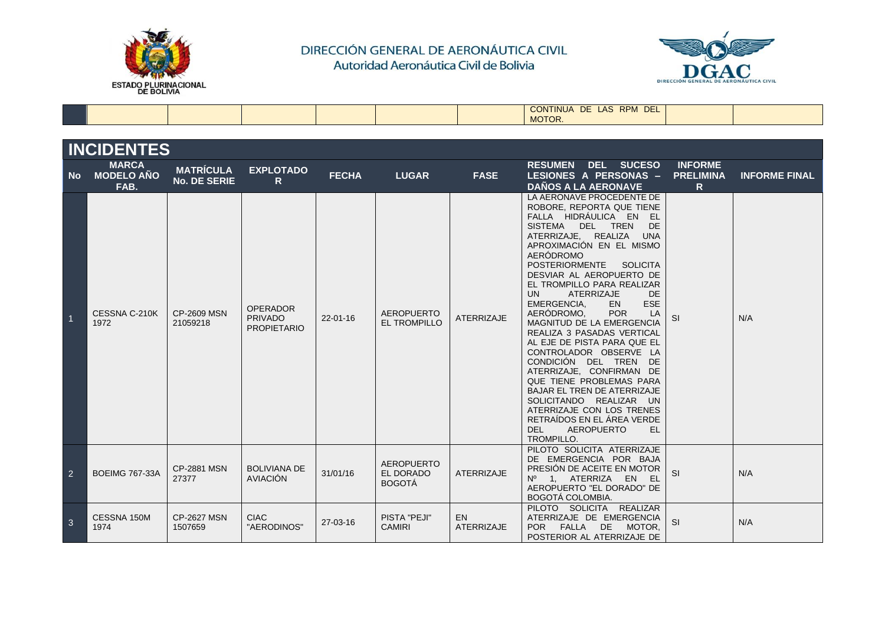| | | | | | | | | | |
|---|---|---|---|---|---|---|---|---|---|
| | | | | | | | CONTINUA DE LAS RPM DEL MOTOR. | | |

## INCIDENTES

| No | MARCA MODELO AÑO FAB. | MATRÍCULA No. DE SERIE | EXPLOTADOR | FECHA | LUGAR | FASE | RESUMEN DEL SUCESO LESIONES A PERSONAS – DAÑOS A LA AERONAVE | INFORME PRELIMINAR | INFORME FINAL |
|---|---|---|---|---|---|---|---|---|---|
| 1 | CESSNA C-210K 1972 | CP-2609 MSN 21059218 | OPERADOR PRIVADO PROPIETARIO | 22-01-16 | AEROPUERTO EL TROMPILLO | ATERRIZAJE | LA AERONAVE PROCEDENTE DE ROBORE, REPORTA QUE TIENE FALLA HIDRÁULICA EN EL SISTEMA DEL TREN DE ATERRIZAJE, REALIZA UNA APROXIMACIÓN EN EL MISMO AERÓDROMO POSTERIORMENTE SOLICITA DESVIAR AL AEROPUERTO DE EL TROMPILLO PARA REALIZAR UN ATERRIZAJE DE EMERGENCIA, EN ESE AERÓDROMO, POR LA MAGNITUD DE LA EMERGENCIA REALIZA 3 PASADAS VERTICAL AL EJE DE PISTA PARA QUE EL CONTROLADOR OBSERVE LA CONDICIÓN DEL TREN DE ATERRIZAJE, CONFIRMAN DE QUE TIENE PROBLEMAS PARA BAJAR EL TREN DE ATERRIZAJE SOLICITANDO REALIZAR UN ATERRIZAJE CON LOS TRENES RETRAÍDOS EN EL ÁREA VERDE DEL AEROPUERTO EL TROMPILLO. | SI | N/A |
| 2 | BOEIMG 767-33A | CP-2881 MSN 27377 | BOLIVIANA DE AVIACIÓN | 31/01/16 | AEROPUERTO EL DORADO BOGOTÁ | ATERRIZAJE | PILOTO SOLICITA ATERRIZAJE DE EMERGENCIA POR BAJA PRESIÓN DE ACEITE EN MOTOR Nº 1, ATERRIZA EN EL AEROPUERTO "EL DORADO" DE BOGOTÁ COLOMBIA. | SI | N/A |
| 3 | CESSNA 150M 1974 | CP-2627 MSN 1507659 | CIAC "AERODINOS" | 27-03-16 | PISTA "PEJI" CAMIRI | EN ATERRIZAJE | PILOTO SOLICITA REALIZAR ATERRIZAJE DE EMERGENCIA POR FALLA DE MOTOR, POSTERIOR AL ATERRIZAJE DE | SI | N/A |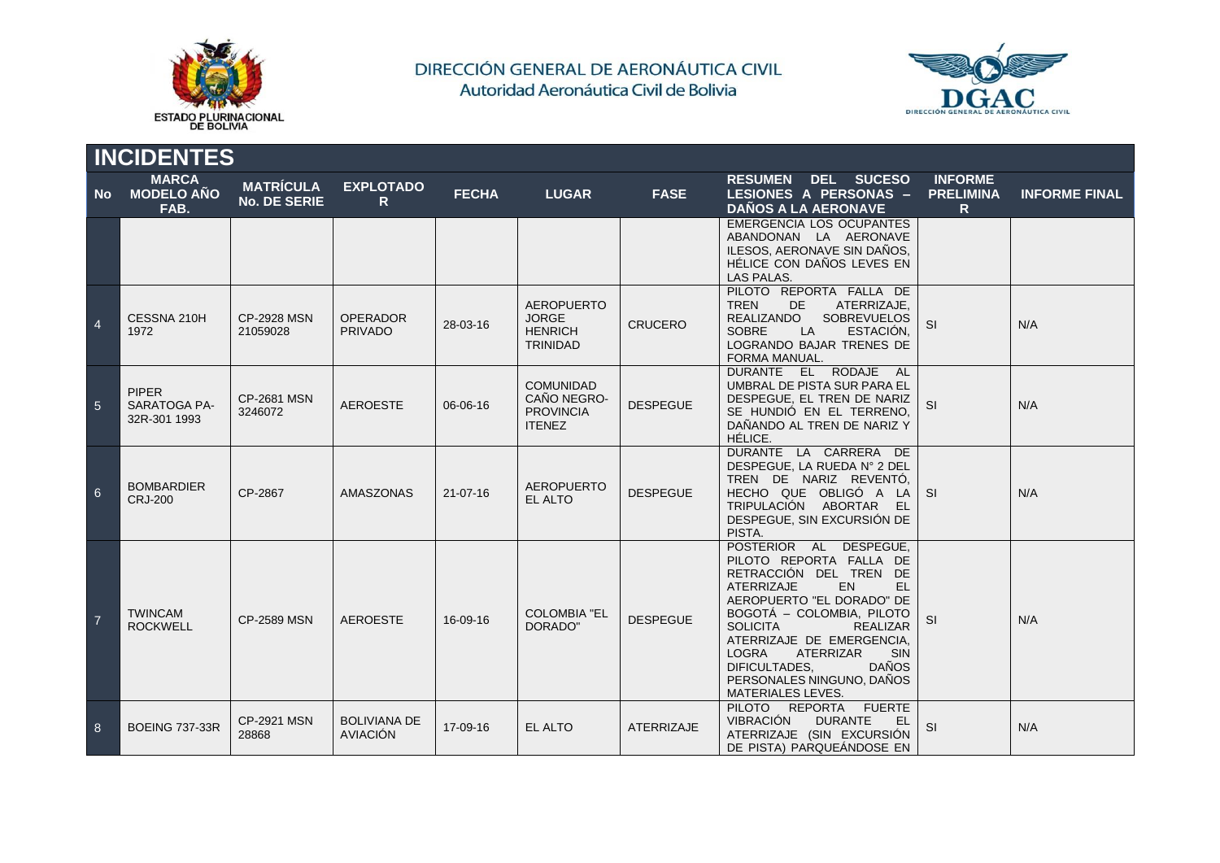## INCIDENTES

| No | MARCA MODELO AÑO FAB. | MATRÍCULA No. DE SERIE | EXPLOTADOR | FECHA | LUGAR | FASE | RESUMEN DEL SUCESO LESIONES A PERSONAS – DAÑOS A LA AERONAVE | INFORME PRELIMINAR | INFORME FINAL |
|---|---|---|---|---|---|---|---|---|---|
| | | | | | | | EMERGENCIA LOS OCUPANTES ABANDONAN LA AERONAVE ILESOS, AERONAVE SIN DAÑOS, HÉLICE CON DAÑOS LEVES EN LAS PALAS. | | |
| 4 | CESSNA 210H 1972 | CP-2928 MSN 21059028 | OPERADOR PRIVADO | 28-03-16 | AEROPUERTO JORGE HENRICH TRINIDAD | CRUCERO | PILOTO REPORTA FALLA DE TREN DE ATERRIZAJE, REALIZANDO SOBREVUELOS SOBRE LA ESTACIÓN, LOGRANDO BAJAR TRENES DE FORMA MANUAL. | SI | N/A |
| 5 | PIPER SARATOGA PA-32R-301 1993 | CP-2681 MSN 3246072 | AEROESTE | 06-06-16 | COMUNIDAD CAÑO NEGRO-PROVINCIA ITENEZ | DESPEGUE | DURANTE EL RODAJE AL UMBRAL DE PISTA SUR PARA EL DESPEGUE, EL TREN DE NARIZ SE HUNDIÓ EN EL TERRENO, DAÑANDO AL TREN DE NARIZ Y HÉLICE. | SI | N/A |
| 6 | BOMBARDIER CRJ-200 | CP-2867 | AMASZONAS | 21-07-16 | AEROPUERTO EL ALTO | DESPEGUE | DURANTE LA CARRERA DE DESPEGUE, LA RUEDA N° 2 DEL TREN DE NARIZ REVENTÓ, HECHO QUE OBLIGÓ A LA TRIPULACIÓN ABORTAR EL DESPEGUE, SIN EXCURSIÓN DE PISTA. | SI | N/A |
| 7 | TWINCAM ROCKWELL | CP-2589 MSN | AEROESTE | 16-09-16 | COLOMBIA "EL DORADO" | DESPEGUE | POSTERIOR AL DESPEGUE, PILOTO REPORTA FALLA DE RETRACCIÓN DEL TREN DE ATERRIZAJE EN EL AEROPUERTO "EL DORADO" DE BOGOTÁ – COLOMBIA, PILOTO SOLICITA REALIZAR ATERRIZAJE DE EMERGENCIA, LOGRA ATERRIZAR SIN DIFICULTADES, DAÑOS PERSONALES NINGUNO, DAÑOS MATERIALES LEVES. | SI | N/A |
| 8 | BOEING 737-33R | CP-2921 MSN 28868 | BOLIVIANA DE AVIACIÓN | 17-09-16 | EL ALTO | ATERRIZAJE | PILOTO REPORTA FUERTE VIBRACIÓN DURANTE EL ATERRIZAJE (SIN EXCURSIÓN DE PISTA) PARQUEÁNDOSE EN | SI | N/A |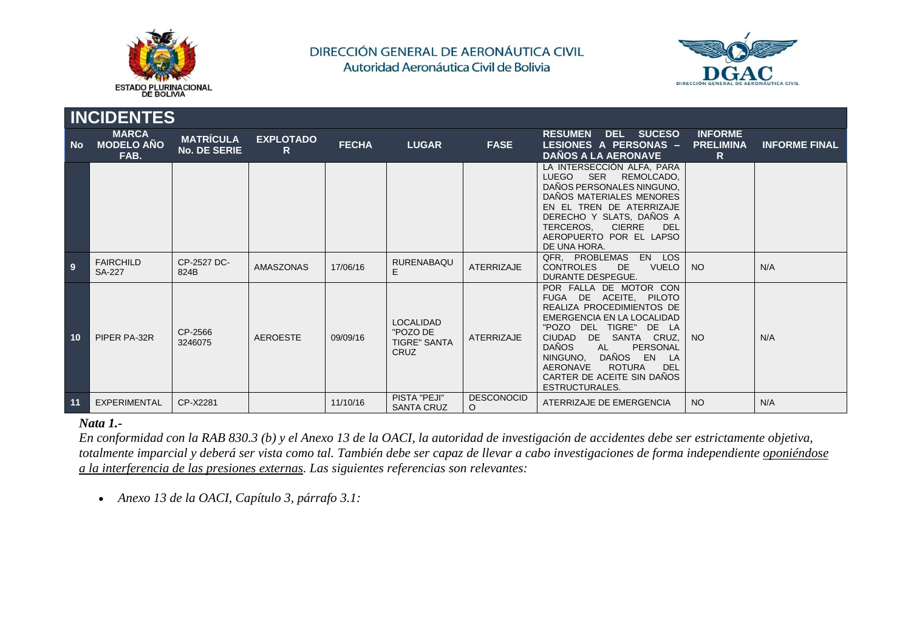## INCIDENTES

| No | MARCA MODELO AÑO FAB. | MATRÍCULA No. DE SERIE | EXPLOTADOR | FECHA | LUGAR | FASE | RESUMEN DEL SUCESO LESIONES A PERSONAS – DAÑOS A LA AERONAVE | INFORME PRELIMINAR | INFORME FINAL |
|---|---|---|---|---|---|---|---|---|---|
| | | | | | | | LA INTERSECCIÓN ALFA, PARA LUEGO SER REMOLCADO, DAÑOS PERSONALES NINGUNO, DAÑOS MATERIALES MENORES EN EL TREN DE ATERRIZAJE DERECHO Y SLATS, DAÑOS A TERCEROS, CIERRE DEL AEROPUERTO POR EL LAPSO DE UNA HORA. | | |
| 9 | FAIRCHILD SA-227 | CP-2527 DC-824B | AMASZONAS | 17/06/16 | RURENABAQUE | ATERRIZAJE | QFR, PROBLEMAS EN LOS CONTROLES DE VUELO DURANTE DESPEGUE. | NO | N/A |
| 10 | PIPER PA-32R | CP-2566 3246075 | AEROESTE | 09/09/16 | LOCALIDAD "POZO DE TIGRE" SANTA CRUZ | ATERRIZAJE | POR FALLA DE MOTOR CON FUGA DE ACEITE, PILOTO REALIZA PROCEDIMIENTOS DE EMERGENCIA EN LA LOCALIDAD "POZO DEL TIGRE" DE LA CIUDAD DE SANTA CRUZ, DAÑOS AL PERSONAL NINGUNO, DAÑOS EN LA AERONAVE ROTURA DEL CARTER DE ACEITE SIN DAÑOS ESTRUCTURALES. | NO | N/A |
| 11 | EXPERIMENTAL | CP-X2281 | | 11/10/16 | PISTA "PEJI" SANTA CRUZ | DESCONOCIDO | ATERRIZAJE DE EMERGENCIA | NO | N/A |

***Nata 1.-***

*En conformidad con la RAB 830.3 (b) y el Anexo 13 de la OACI, la autoridad de investigación de accidentes debe ser estrictamente objetiva, totalmente imparcial y deberá ser vista como tal. También debe ser capaz de llevar a cabo investigaciones de forma independiente oponiéndose a la interferencia de las presiones externas. Las siguientes referencias son relevantes:*

- *Anexo 13 de la OACI, Capítulo 3, párrafo 3.1:*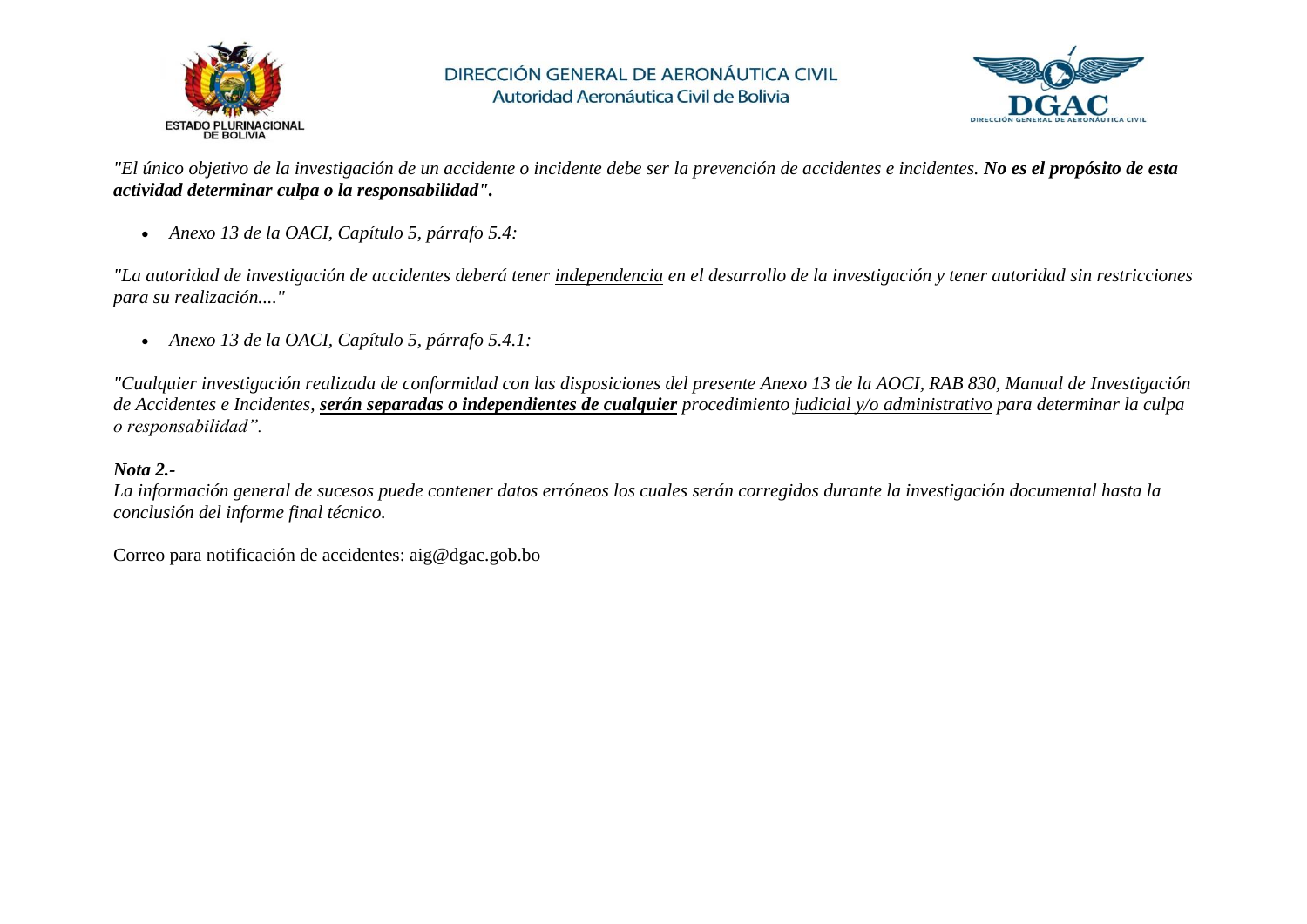*"El único objetivo de la investigación de un accidente o incidente debe ser la prevención de accidentes e incidentes.* ***No es el propósito de esta actividad determinar culpa o la responsabilidad".***

- *Anexo 13 de la OACI, Capítulo 5, párrafo 5.4:*

*"La autoridad de investigación de accidentes deberá tener* *<u>independencia</u>* *en el desarrollo de la investigación y tener autoridad sin restricciones para su realización...."*

- *Anexo 13 de la OACI, Capítulo 5, párrafo 5.4.1:*

*"Cualquier investigación realizada de conformidad con las disposiciones del presente Anexo 13 de la AOCI, RAB 830, Manual de Investigación de Accidentes e Incidentes,* ***<u>serán separadas o independientes de cualquier</u>*** *procedimiento* *<u>judicial y/o administrativo</u>* *para determinar la culpa o responsabilidad".*

***Nota 2.-***
*La información general de sucesos puede contener datos erróneos los cuales serán corregidos durante la investigación documental hasta la conclusión del informe final técnico.*

Correo para notificación de accidentes: aig@dgac.gob.bo